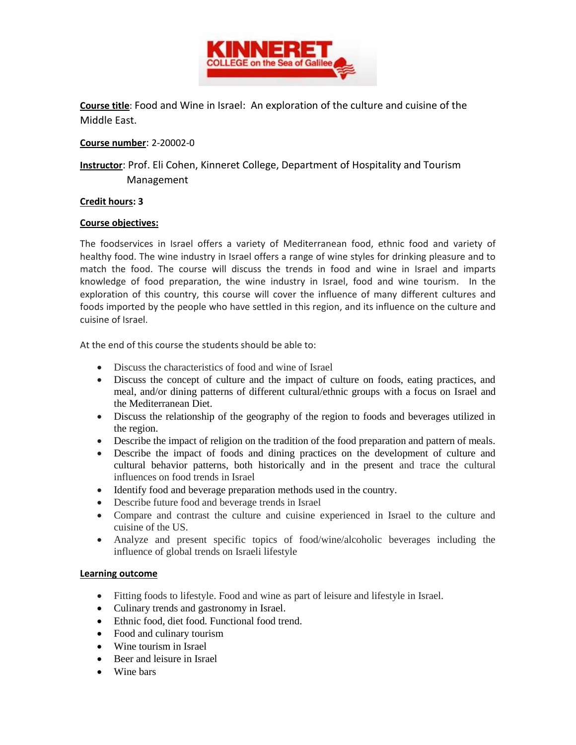**Course title**: Food and Wine in Israel: An exploration of the culture and cuisine of the Middle East.

**Course number**: 2-20002-0

**Instructor**: Prof. Eli Cohen, Kinneret College, Department of Hospitality and Tourism Management

**Credit hours: 3**

**Course objectives:**

The foodservices in Israel offers a variety of Mediterranean food, ethnic food and variety of healthy food. The wine industry in Israel offers a range of wine styles for drinking pleasure and to match the food. The course will discuss the trends in food and wine in Israel and imparts knowledge of food preparation, the wine industry in Israel, food and wine tourism. In the exploration of this country, this course will cover the influence of many different cultures and foods imported by the people who have settled in this region, and its influence on the culture and cuisine of Israel.

At the end of this course the students should be able to:

- Discuss the characteristics of food and wine of Israel
- Discuss the concept of culture and the impact of culture on foods, eating practices, and meal, and/or dining patterns of different cultural/ethnic groups with a focus on Israel and the Mediterranean Diet.
- Discuss the relationship of the geography of the region to foods and beverages utilized in the region.
- Describe the impact of religion on the tradition of the food preparation and pattern of meals.
- Describe the impact of foods and dining practices on the development of culture and cultural behavior patterns, both historically and in the present and trace the cultural influences on food trends in Israel
- Identify food and beverage preparation methods used in the country.
- Describe future food and beverage trends in Israel
- Compare and contrast the culture and cuisine experienced in Israel to the culture and cuisine of the US.
- Analyze and present specific topics of food/wine/alcoholic beverages including the influence of global trends on Israeli lifestyle

**Learning outcome**

- Fitting foods to lifestyle. Food and wine as part of leisure and lifestyle in Israel.
- Culinary trends and gastronomy in Israel.
- Ethnic food, diet food. Functional food trend.
- Food and culinary tourism
- Wine tourism in Israel
- Beer and leisure in Israel
- Wine bars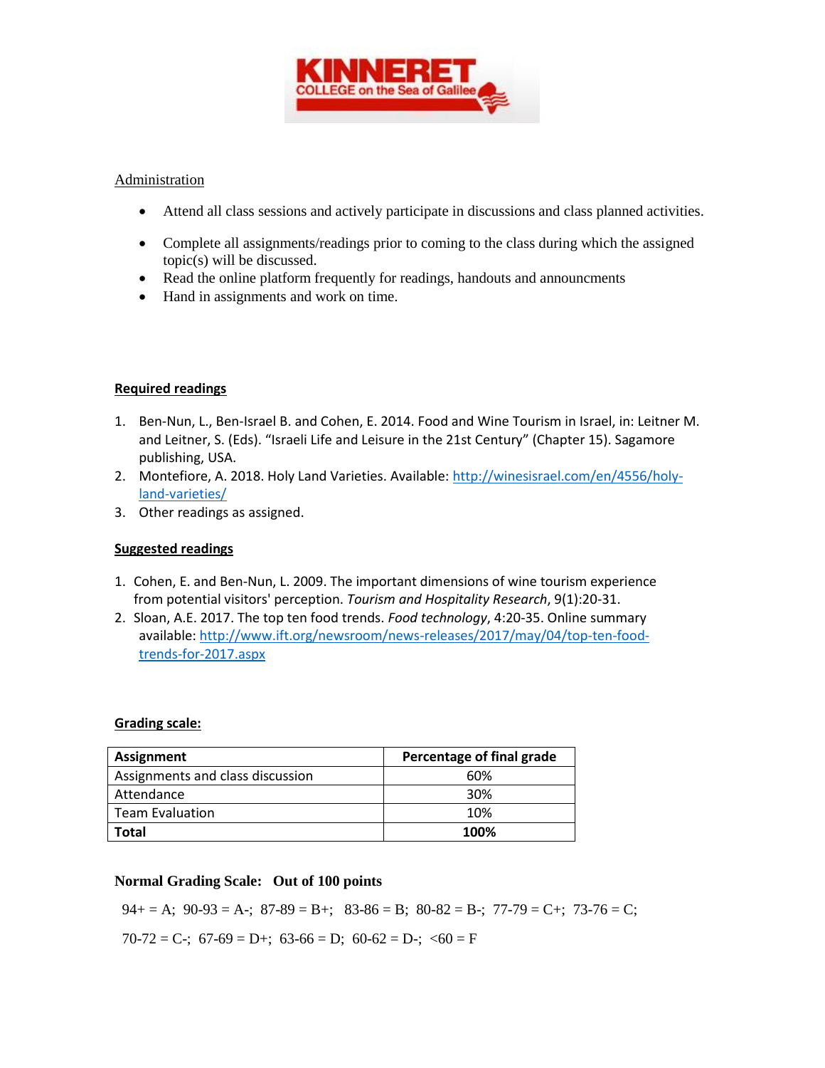Administration

- Attend all class sessions and actively participate in discussions and class planned activities.
- Complete all assignments/readings prior to coming to the class during which the assigned topic(s) will be discussed.
- Read the online platform frequently for readings, handouts and announcments
- Hand in assignments and work on time.

**Required readings**

1. Ben-Nun, L., Ben-Israel B. and Cohen, E. 2014. Food and Wine Tourism in Israel, in: Leitner M. and Leitner, S. (Eds). "Israeli Life and Leisure in the 21st Century" (Chapter 15). Sagamore publishing, USA.
2. Montefiore, A. 2018. Holy Land Varieties. Available: http://winesisrael.com/en/4556/holy-land-varieties/
3. Other readings as assigned.

**Suggested readings**

1. Cohen, E. and Ben-Nun, L. 2009. The important dimensions of wine tourism experience from potential visitors' perception. *Tourism and Hospitality Research*, 9(1):20-31.
2. Sloan, A.E. 2017. The top ten food trends. *Food technology*, 4:20-35. Online summary available: http://www.ift.org/newsroom/news-releases/2017/may/04/top-ten-food-trends-for-2017.aspx

**Grading scale:**

| Assignment | Percentage of final grade |
|---|---|
| Assignments and class discussion | 60% |
| Attendance | 30% |
| Team Evaluation | 10% |
| **Total** | **100%** |

**Normal Grading Scale: Out of 100 points**

94+ = A; 90-93 = A-; 87-89 = B+; 83-86 = B; 80-82 = B-; 77-79 = C+; 73-76 = C;

70-72 = C-; 67-69 = D+; 63-66 = D; 60-62 = D-; <60 = F